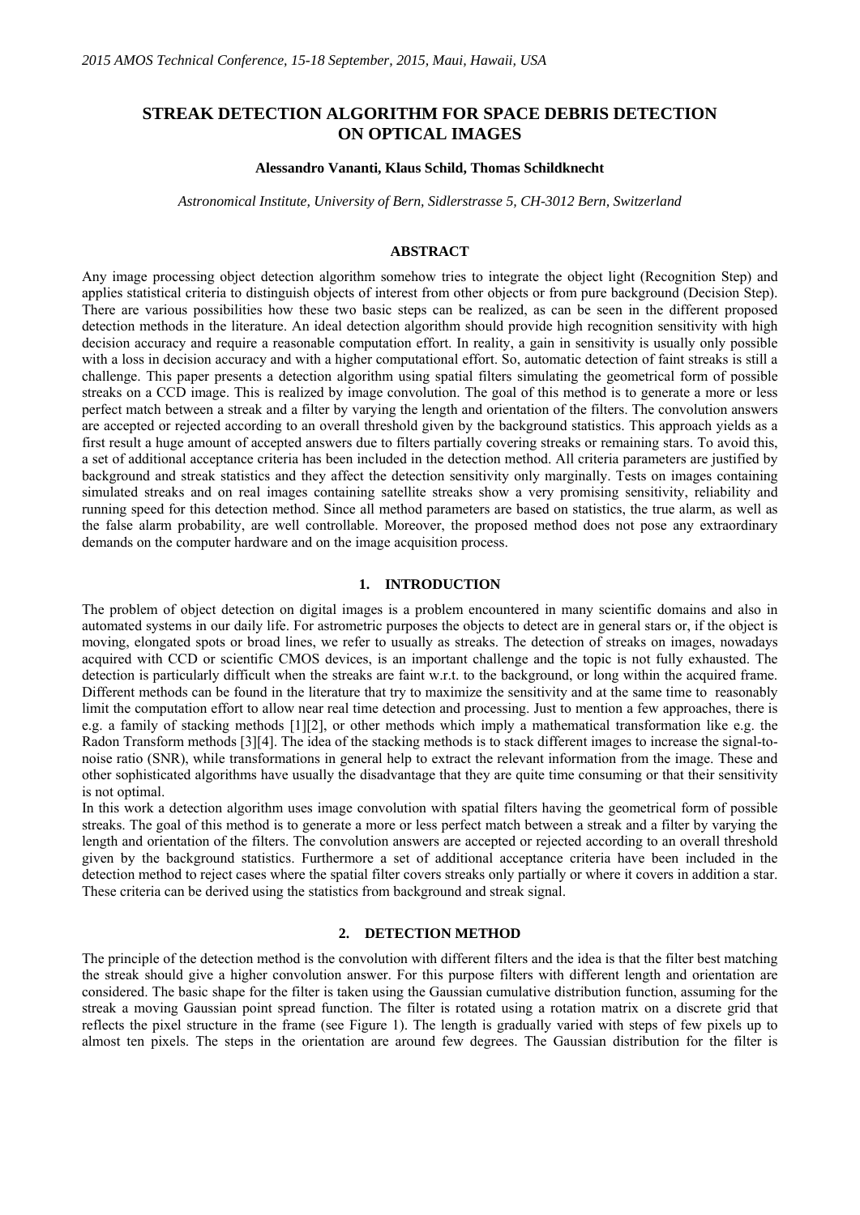# STREAK DETECTION ALGORITHM FOR SPACE DEBRIS DETECTION ON OPTICAL IMAGES

**Alessandro Vananti, Klaus Schild, Thomas Schildknecht**

*Astronomical Institute, University of Bern, Sidlerstrasse 5, CH-3012 Bern, Switzerland*

## ABSTRACT

Any image processing object detection algorithm somehow tries to integrate the object light (Recognition Step) and applies statistical criteria to distinguish objects of interest from other objects or from pure background (Decision Step). There are various possibilities how these two basic steps can be realized, as can be seen in the different proposed detection methods in the literature. An ideal detection algorithm should provide high recognition sensitivity with high decision accuracy and require a reasonable computation effort. In reality, a gain in sensitivity is usually only possible with a loss in decision accuracy and with a higher computational effort. So, automatic detection of faint streaks is still a challenge. This paper presents a detection algorithm using spatial filters simulating the geometrical form of possible streaks on a CCD image. This is realized by image convolution. The goal of this method is to generate a more or less perfect match between a streak and a filter by varying the length and orientation of the filters. The convolution answers are accepted or rejected according to an overall threshold given by the background statistics. This approach yields as a first result a huge amount of accepted answers due to filters partially covering streaks or remaining stars. To avoid this, a set of additional acceptance criteria has been included in the detection method. All criteria parameters are justified by background and streak statistics and they affect the detection sensitivity only marginally. Tests on images containing simulated streaks and on real images containing satellite streaks show a very promising sensitivity, reliability and running speed for this detection method. Since all method parameters are based on statistics, the true alarm, as well as the false alarm probability, are well controllable. Moreover, the proposed method does not pose any extraordinary demands on the computer hardware and on the image acquisition process.

## 1. INTRODUCTION

The problem of object detection on digital images is a problem encountered in many scientific domains and also in automated systems in our daily life. For astrometric purposes the objects to detect are in general stars or, if the object is moving, elongated spots or broad lines, we refer to usually as streaks. The detection of streaks on images, nowadays acquired with CCD or scientific CMOS devices, is an important challenge and the topic is not fully exhausted. The detection is particularly difficult when the streaks are faint w.r.t. to the background, or long within the acquired frame. Different methods can be found in the literature that try to maximize the sensitivity and at the same time to reasonably limit the computation effort to allow near real time detection and processing. Just to mention a few approaches, there is e.g. a family of stacking methods [1][2], or other methods which imply a mathematical transformation like e.g. the Radon Transform methods [3][4]. The idea of the stacking methods is to stack different images to increase the signal-to-noise ratio (SNR), while transformations in general help to extract the relevant information from the image. These and other sophisticated algorithms have usually the disadvantage that they are quite time consuming or that their sensitivity is not optimal.

In this work a detection algorithm uses image convolution with spatial filters having the geometrical form of possible streaks. The goal of this method is to generate a more or less perfect match between a streak and a filter by varying the length and orientation of the filters. The convolution answers are accepted or rejected according to an overall threshold given by the background statistics. Furthermore a set of additional acceptance criteria have been included in the detection method to reject cases where the spatial filter covers streaks only partially or where it covers in addition a star. These criteria can be derived using the statistics from background and streak signal.

## 2. DETECTION METHOD

The principle of the detection method is the convolution with different filters and the idea is that the filter best matching the streak should give a higher convolution answer. For this purpose filters with different length and orientation are considered. The basic shape for the filter is taken using the Gaussian cumulative distribution function, assuming for the streak a moving Gaussian point spread function. The filter is rotated using a rotation matrix on a discrete grid that reflects the pixel structure in the frame (see Figure 1). The length is gradually varied with steps of few pixels up to almost ten pixels. The steps in the orientation are around few degrees. The Gaussian distribution for the filter is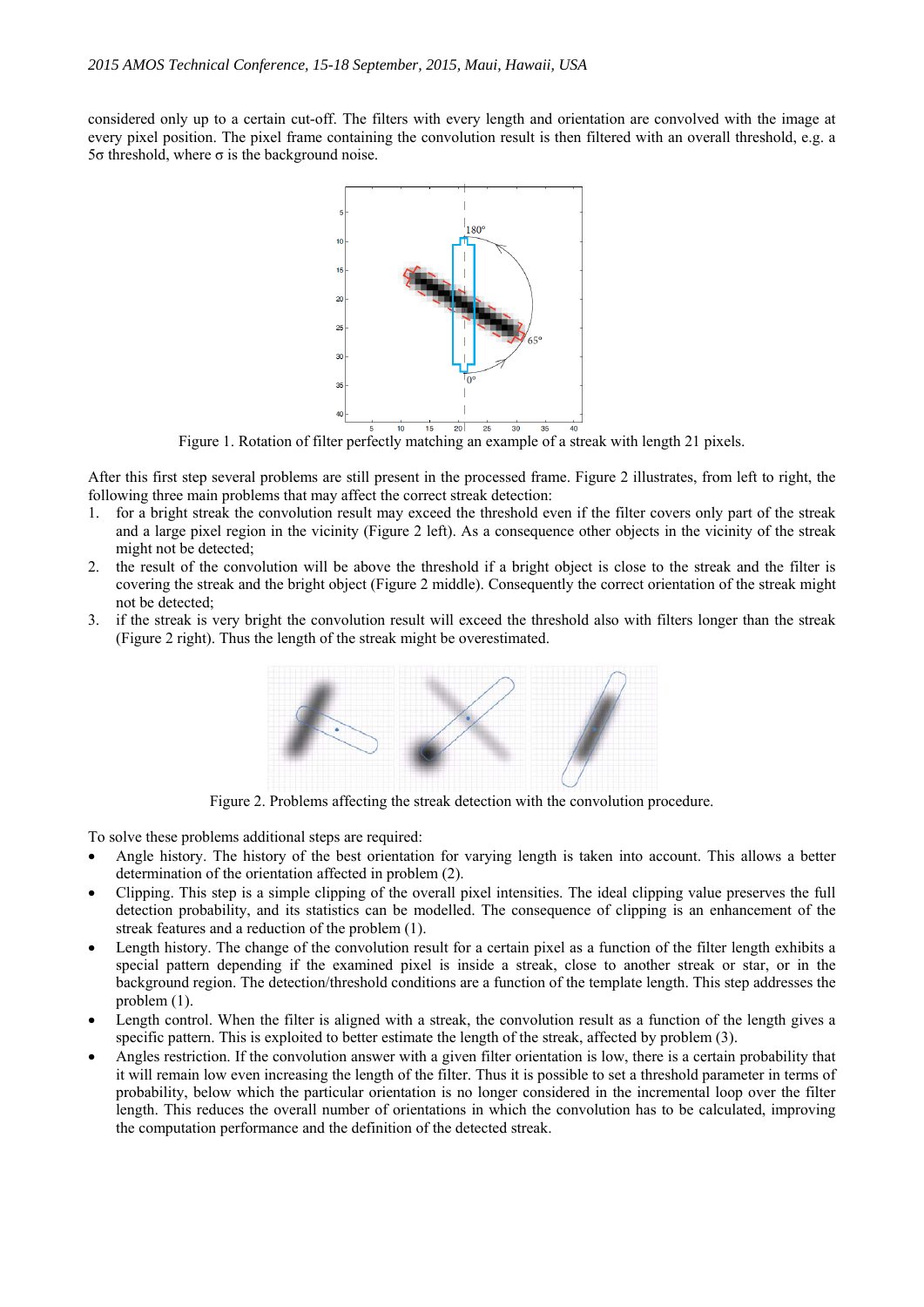considered only up to a certain cut-off. The filters with every length and orientation are convolved with the image at every pixel position. The pixel frame containing the convolution result is then filtered with an overall threshold, e.g. a 5σ threshold, where σ is the background noise.

180°

65°

0°

5 10 15 20 25 30 35 40

Figure 1. Rotation of filter perfectly matching an example of a streak with length 21 pixels.

After this first step several problems are still present in the processed frame. Figure 2 illustrates, from left to right, the following three main problems that may affect the correct streak detection:

1. for a bright streak the convolution result may exceed the threshold even if the filter covers only part of the streak and a large pixel region in the vicinity (Figure 2 left). As a consequence other objects in the vicinity of the streak might not be detected;
2. the result of the convolution will be above the threshold if a bright object is close to the streak and the filter is covering the streak and the bright object (Figure 2 middle). Consequently the correct orientation of the streak might not be detected;
3. if the streak is very bright the convolution result will exceed the threshold also with filters longer than the streak (Figure 2 right). Thus the length of the streak might be overestimated.

Figure 2. Problems affecting the streak detection with the convolution procedure.

To solve these problems additional steps are required:

- Angle history. The history of the best orientation for varying length is taken into account. This allows a better determination of the orientation affected in problem (2).
- Clipping. This step is a simple clipping of the overall pixel intensities. The ideal clipping value preserves the full detection probability, and its statistics can be modelled. The consequence of clipping is an enhancement of the streak features and a reduction of the problem (1).
- Length history. The change of the convolution result for a certain pixel as a function of the filter length exhibits a special pattern depending if the examined pixel is inside a streak, close to another streak or star, or in the background region. The detection/threshold conditions are a function of the template length. This step addresses the problem (1).
- Length control. When the filter is aligned with a streak, the convolution result as a function of the length gives a specific pattern. This is exploited to better estimate the length of the streak, affected by problem (3).
- Angles restriction. If the convolution answer with a given filter orientation is low, there is a certain probability that it will remain low even increasing the length of the filter. Thus it is possible to set a threshold parameter in terms of probability, below which the particular orientation is no longer considered in the incremental loop over the filter length. This reduces the overall number of orientations in which the convolution has to be calculated, improving the computation performance and the definition of the detected streak.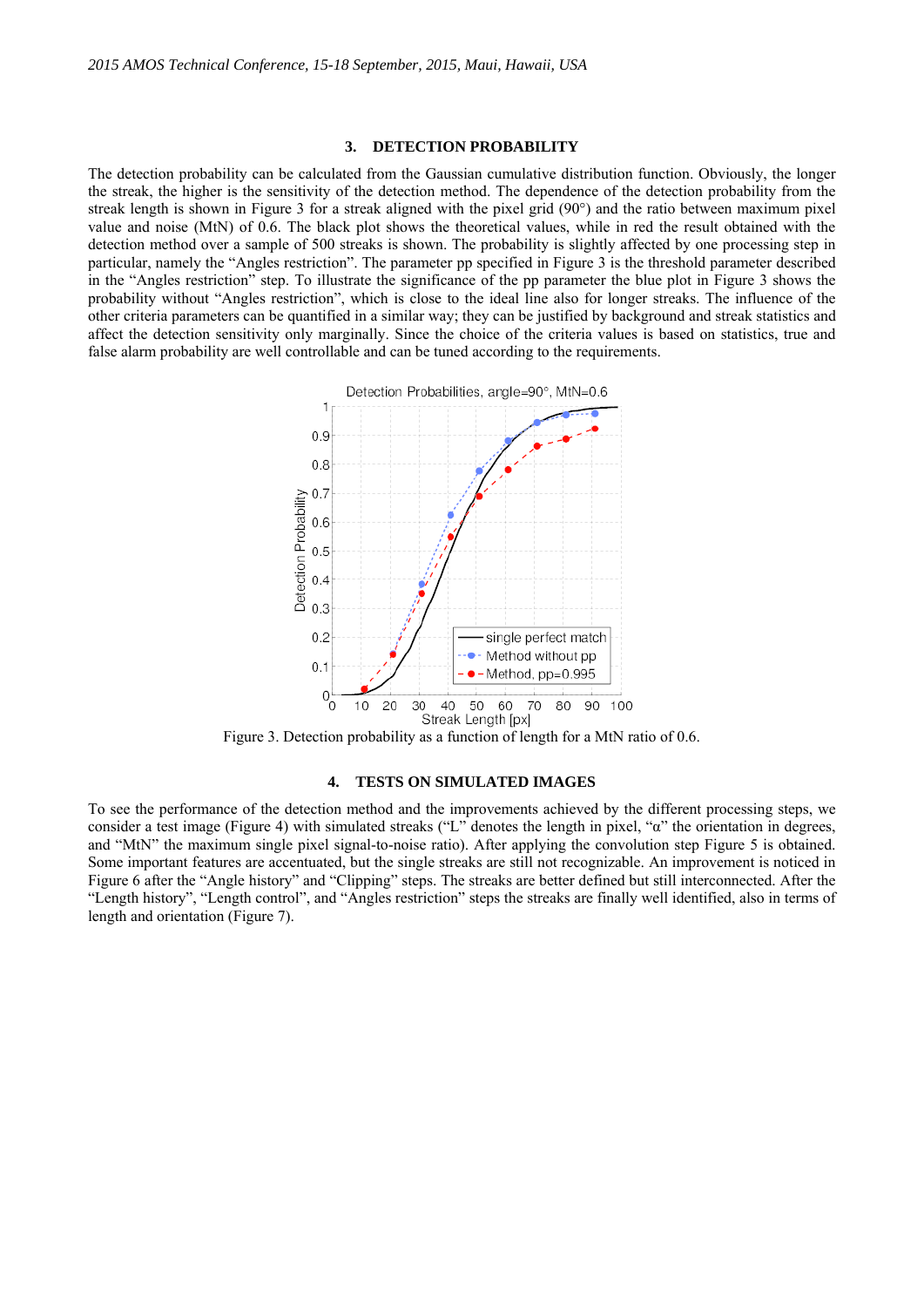## 3. DETECTION PROBABILITY

The detection probability can be calculated from the Gaussian cumulative distribution function. Obviously, the longer the streak, the higher is the sensitivity of the detection method. The dependence of the detection probability from the streak length is shown in Figure 3 for a streak aligned with the pixel grid (90°) and the ratio between maximum pixel value and noise (MtN) of 0.6. The black plot shows the theoretical values, while in red the result obtained with the detection method over a sample of 500 streaks is shown. The probability is slightly affected by one processing step in particular, namely the "Angles restriction". The parameter pp specified in Figure 3 is the threshold parameter described in the "Angles restriction" step. To illustrate the significance of the pp parameter the blue plot in Figure 3 shows the probability without "Angles restriction", which is close to the ideal line also for longer streaks. The influence of the other criteria parameters can be quantified in a similar way; they can be justified by background and streak statistics and affect the detection sensitivity only marginally. Since the choice of the criteria values is based on statistics, true and false alarm probability are well controllable and can be tuned according to the requirements.

Detection Probabilities, angle=90°, MtN=0.6

Detection Probability

0
0.1
0.2
0.3
0.4
0.5
0.6
0.7
0.8
0.9
1

Streak Length [px]

0 10 20 30 40 50 60 70 80 90 100

single perfect match
Method without pp
Method, pp=0.995

Figure 3. Detection probability as a function of length for a MtN ratio of 0.6.

## 4. TESTS ON SIMULATED IMAGES

To see the performance of the detection method and the improvements achieved by the different processing steps, we consider a test image (Figure 4) with simulated streaks ("L" denotes the length in pixel, "α" the orientation in degrees, and "MtN" the maximum single pixel signal-to-noise ratio). After applying the convolution step Figure 5 is obtained. Some important features are accentuated, but the single streaks are still not recognizable. An improvement is noticed in Figure 6 after the "Angle history" and "Clipping" steps. The streaks are better defined but still interconnected. After the "Length history", "Length control", and "Angles restriction" steps the streaks are finally well identified, also in terms of length and orientation (Figure 7).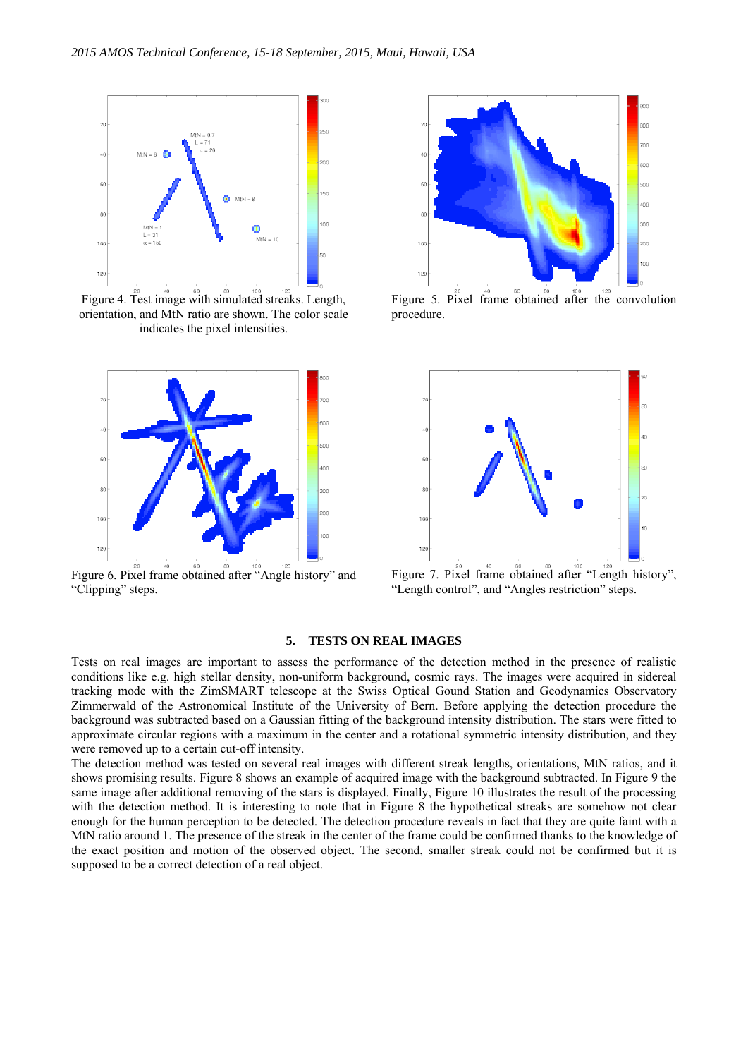MtN = 0.7
L = 71
α = 20

MtN = 6

MtN = 8

MtN = 1
L = 31
α = 150

MtN = 10

Figure 4. Test image with simulated streaks. Length, orientation, and MtN ratio are shown. The color scale indicates the pixel intensities.

Figure 5. Pixel frame obtained after the convolution procedure.

Figure 6. Pixel frame obtained after “Angle history” and “Clipping” steps.

Figure 7. Pixel frame obtained after “Length history”, “Length control”, and “Angles restriction” steps.

## 5. TESTS ON REAL IMAGES

Tests on real images are important to assess the performance of the detection method in the presence of realistic conditions like e.g. high stellar density, non-uniform background, cosmic rays. The images were acquired in sidereal tracking mode with the ZimSMART telescope at the Swiss Optical Gound Station and Geodynamics Observatory Zimmerwald of the Astronomical Institute of the University of Bern. Before applying the detection procedure the background was subtracted based on a Gaussian fitting of the background intensity distribution. The stars were fitted to approximate circular regions with a maximum in the center and a rotational symmetric intensity distribution, and they were removed up to a certain cut-off intensity.

The detection method was tested on several real images with different streak lengths, orientations, MtN ratios, and it shows promising results. Figure 8 shows an example of acquired image with the background subtracted. In Figure 9 the same image after additional removing of the stars is displayed. Finally, Figure 10 illustrates the result of the processing with the detection method. It is interesting to note that in Figure 8 the hypothetical streaks are somehow not clear enough for the human perception to be detected. The detection procedure reveals in fact that they are quite faint with a MtN ratio around 1. The presence of the streak in the center of the frame could be confirmed thanks to the knowledge of the exact position and motion of the observed object. The second, smaller streak could not be confirmed but it is supposed to be a correct detection of a real object.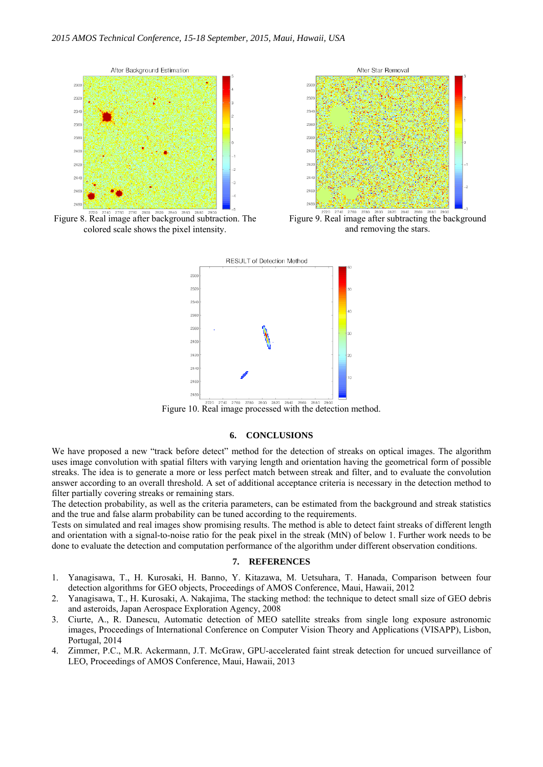After Background Estimation

Figure 8. Real image after background subtraction. The colored scale shows the pixel intensity.

After Star Removal

Figure 9. Real image after subtracting the background and removing the stars.

RESULT of Detection Method

Figure 10. Real image processed with the detection method.

## 6. CONCLUSIONS

We have proposed a new "track before detect" method for the detection of streaks on optical images. The algorithm uses image convolution with spatial filters with varying length and orientation having the geometrical form of possible streaks. The idea is to generate a more or less perfect match between streak and filter, and to evaluate the convolution answer according to an overall threshold. A set of additional acceptance criteria is necessary in the detection method to filter partially covering streaks or remaining stars.

The detection probability, as well as the criteria parameters, can be estimated from the background and streak statistics and the true and false alarm probability can be tuned according to the requirements.

Tests on simulated and real images show promising results. The method is able to detect faint streaks of different length and orientation with a signal-to-noise ratio for the peak pixel in the streak (MtN) of below 1. Further work needs to be done to evaluate the detection and computation performance of the algorithm under different observation conditions.

## 7. REFERENCES

1. Yanagisawa, T., H. Kurosaki, H. Banno, Y. Kitazawa, M. Uetsuhara, T. Hanada, Comparison between four detection algorithms for GEO objects, Proceedings of AMOS Conference, Maui, Hawaii, 2012
2. Yanagisawa, T., H. Kurosaki, A. Nakajima, The stacking method: the technique to detect small size of GEO debris and asteroids, Japan Aerospace Exploration Agency, 2008
3. Ciurte, A., R. Danescu, Automatic detection of MEO satellite streaks from single long exposure astronomic images, Proceedings of International Conference on Computer Vision Theory and Applications (VISAPP), Lisbon, Portugal, 2014
4. Zimmer, P.C., M.R. Ackermann, J.T. McGraw, GPU-accelerated faint streak detection for uncued surveillance of LEO, Proceedings of AMOS Conference, Maui, Hawaii, 2013